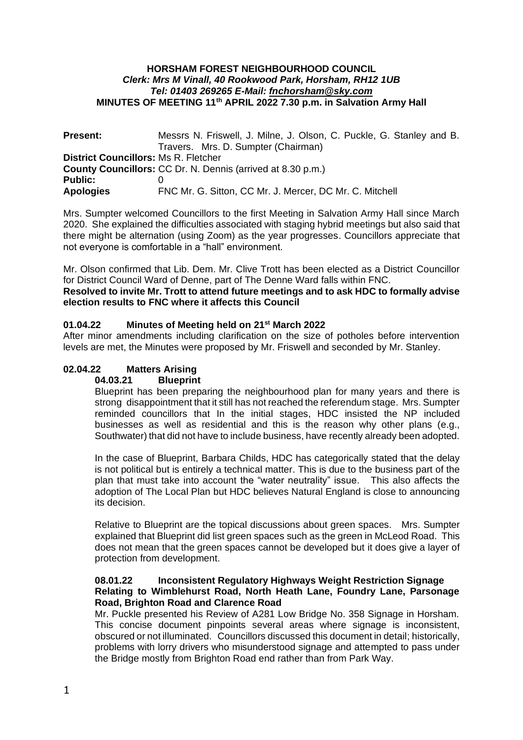**HORSHAM FOREST NEIGHBOURHOOD COUNCIL**
***Clerk: Mrs M Vinall, 40 Rookwood Park, Horsham, RH12 1UB***
***Tel: 01403 269265 E-Mail: fnchorsham@sky.com***
**MINUTES OF MEETING 11th APRIL 2022 7.30 p.m. in Salvation Army Hall**

| | |
|---|---|
| **Present:** | Messrs N. Friswell, J. Milne, J. Olson, C. Puckle, G. Stanley and B. Travers. Mrs. D. Sumpter (Chairman) |
| **District Councillors:** | Ms R. Fletcher |
| **County Councillors:** | CC Dr. N. Dennis (arrived at 8.30 p.m.) |
| **Public:** | 0 |
| **Apologies** | FNC Mr. G. Sitton, CC Mr. J. Mercer, DC Mr. C. Mitchell |

Mrs. Sumpter welcomed Councillors to the first Meeting in Salvation Army Hall since March 2020. She explained the difficulties associated with staging hybrid meetings but also said that there might be alternation (using Zoom) as the year progresses. Councillors appreciate that not everyone is comfortable in a "hall" environment.

Mr. Olson confirmed that Lib. Dem. Mr. Clive Trott has been elected as a District Councillor for District Council Ward of Denne, part of The Denne Ward falls within FNC.

**Resolved to invite Mr. Trott to attend future meetings and to ask HDC to formally advise election results to FNC where it affects this Council**

### 01.04.22 Minutes of Meeting held on 21st March 2022

After minor amendments including clarification on the size of potholes before intervention levels are met, the Minutes were proposed by Mr. Friswell and seconded by Mr. Stanley.

### 02.04.22 Matters Arising

#### 04.03.21 Blueprint

Blueprint has been preparing the neighbourhood plan for many years and there is strong disappointment that it still has not reached the referendum stage. Mrs. Sumpter reminded councillors that In the initial stages, HDC insisted the NP included businesses as well as residential and this is the reason why other plans (e.g., Southwater) that did not have to include business, have recently already been adopted.

In the case of Blueprint, Barbara Childs, HDC has categorically stated that the delay is not political but is entirely a technical matter. This is due to the business part of the plan that must take into account the "water neutrality" issue. This also affects the adoption of The Local Plan but HDC believes Natural England is close to announcing its decision.

Relative to Blueprint are the topical discussions about green spaces. Mrs. Sumpter explained that Blueprint did list green spaces such as the green in McLeod Road. This does not mean that the green spaces cannot be developed but it does give a layer of protection from development.

#### 08.01.22 Inconsistent Regulatory Highways Weight Restriction Signage Relating to Wimblehurst Road, North Heath Lane, Foundry Lane, Parsonage Road, Brighton Road and Clarence Road

Mr. Puckle presented his Review of A281 Low Bridge No. 358 Signage in Horsham. This concise document pinpoints several areas where signage is inconsistent, obscured or not illuminated. Councillors discussed this document in detail; historically, problems with lorry drivers who misunderstood signage and attempted to pass under the Bridge mostly from Brighton Road end rather than from Park Way.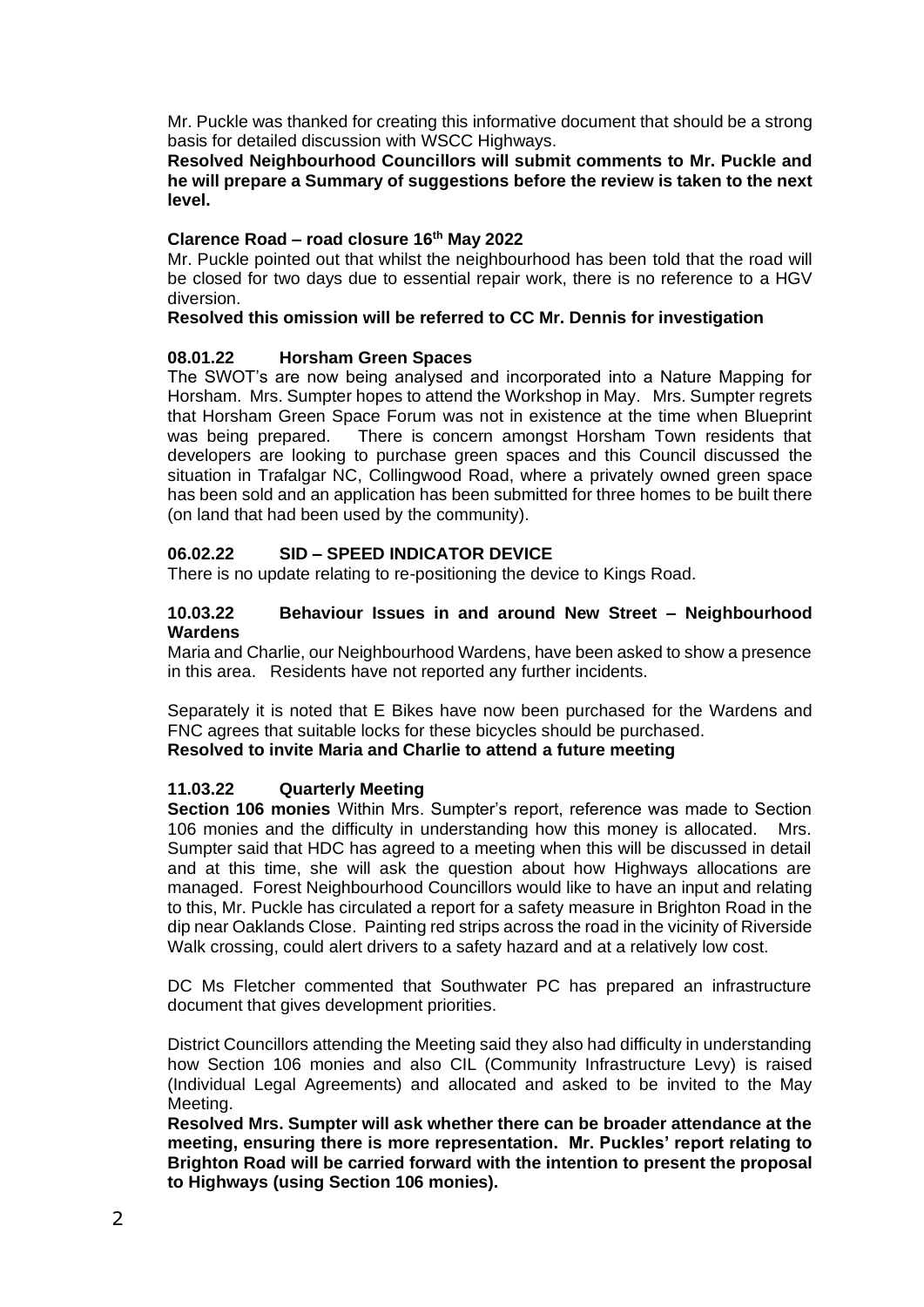Mr. Puckle was thanked for creating this informative document that should be a strong basis for detailed discussion with WSCC Highways.

**Resolved Neighbourhood Councillors will submit comments to Mr. Puckle and he will prepare a Summary of suggestions before the review is taken to the next level.**

**Clarence Road – road closure 16th May 2022**

Mr. Puckle pointed out that whilst the neighbourhood has been told that the road will be closed for two days due to essential repair work, there is no reference to a HGV diversion.

**Resolved this omission will be referred to CC Mr. Dennis for investigation**

**08.01.22 Horsham Green Spaces**

The SWOT's are now being analysed and incorporated into a Nature Mapping for Horsham. Mrs. Sumpter hopes to attend the Workshop in May. Mrs. Sumpter regrets that Horsham Green Space Forum was not in existence at the time when Blueprint was being prepared. There is concern amongst Horsham Town residents that developers are looking to purchase green spaces and this Council discussed the situation in Trafalgar NC, Collingwood Road, where a privately owned green space has been sold and an application has been submitted for three homes to be built there (on land that had been used by the community).

**06.02.22 SID – SPEED INDICATOR DEVICE**

There is no update relating to re-positioning the device to Kings Road.

**10.03.22 Behaviour Issues in and around New Street – Neighbourhood Wardens**

Maria and Charlie, our Neighbourhood Wardens, have been asked to show a presence in this area. Residents have not reported any further incidents.

Separately it is noted that E Bikes have now been purchased for the Wardens and FNC agrees that suitable locks for these bicycles should be purchased.

**Resolved to invite Maria and Charlie to attend a future meeting**

**11.03.22 Quarterly Meeting**

**Section 106 monies** Within Mrs. Sumpter's report, reference was made to Section 106 monies and the difficulty in understanding how this money is allocated. Mrs. Sumpter said that HDC has agreed to a meeting when this will be discussed in detail and at this time, she will ask the question about how Highways allocations are managed. Forest Neighbourhood Councillors would like to have an input and relating to this, Mr. Puckle has circulated a report for a safety measure in Brighton Road in the dip near Oaklands Close. Painting red strips across the road in the vicinity of Riverside Walk crossing, could alert drivers to a safety hazard and at a relatively low cost.

DC Ms Fletcher commented that Southwater PC has prepared an infrastructure document that gives development priorities.

District Councillors attending the Meeting said they also had difficulty in understanding how Section 106 monies and also CIL (Community Infrastructure Levy) is raised (Individual Legal Agreements) and allocated and asked to be invited to the May Meeting.

**Resolved Mrs. Sumpter will ask whether there can be broader attendance at the meeting, ensuring there is more representation. Mr. Puckles' report relating to Brighton Road will be carried forward with the intention to present the proposal to Highways (using Section 106 monies).**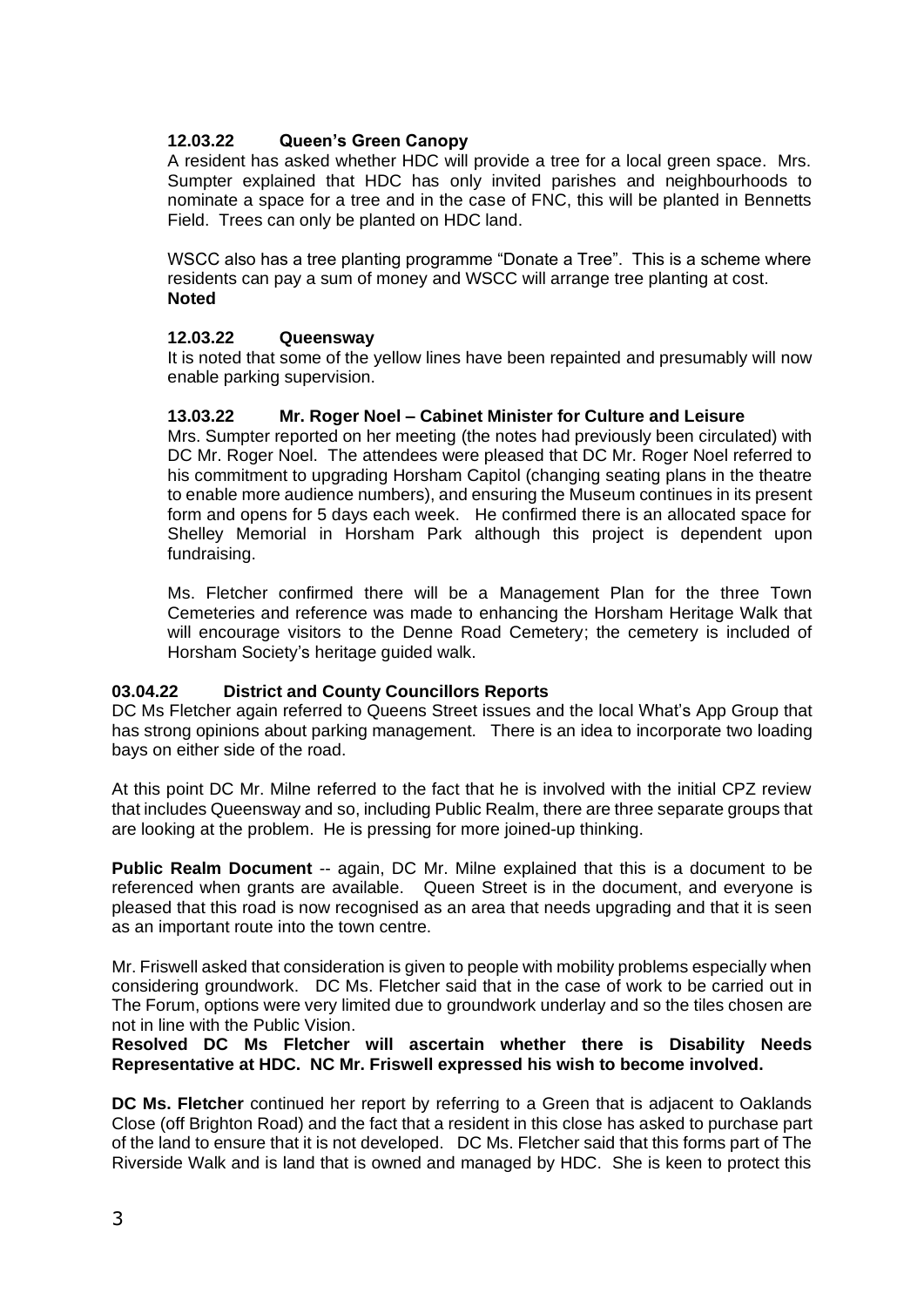### 12.03.22 Queen's Green Canopy

A resident has asked whether HDC will provide a tree for a local green space. Mrs. Sumpter explained that HDC has only invited parishes and neighbourhoods to nominate a space for a tree and in the case of FNC, this will be planted in Bennetts Field. Trees can only be planted on HDC land.

WSCC also has a tree planting programme "Donate a Tree". This is a scheme where residents can pay a sum of money and WSCC will arrange tree planting at cost.
**Noted**

### 12.03.22 Queensway

It is noted that some of the yellow lines have been repainted and presumably will now enable parking supervision.

### 13.03.22 Mr. Roger Noel – Cabinet Minister for Culture and Leisure

Mrs. Sumpter reported on her meeting (the notes had previously been circulated) with DC Mr. Roger Noel. The attendees were pleased that DC Mr. Roger Noel referred to his commitment to upgrading Horsham Capitol (changing seating plans in the theatre to enable more audience numbers), and ensuring the Museum continues in its present form and opens for 5 days each week. He confirmed there is an allocated space for Shelley Memorial in Horsham Park although this project is dependent upon fundraising.

Ms. Fletcher confirmed there will be a Management Plan for the three Town Cemeteries and reference was made to enhancing the Horsham Heritage Walk that will encourage visitors to the Denne Road Cemetery; the cemetery is included of Horsham Society's heritage guided walk.

## 03.04.22 District and County Councillors Reports

DC Ms Fletcher again referred to Queens Street issues and the local What's App Group that has strong opinions about parking management. There is an idea to incorporate two loading bays on either side of the road.

At this point DC Mr. Milne referred to the fact that he is involved with the initial CPZ review that includes Queensway and so, including Public Realm, there are three separate groups that are looking at the problem. He is pressing for more joined-up thinking.

**Public Realm Document** -- again, DC Mr. Milne explained that this is a document to be referenced when grants are available. Queen Street is in the document, and everyone is pleased that this road is now recognised as an area that needs upgrading and that it is seen as an important route into the town centre.

Mr. Friswell asked that consideration is given to people with mobility problems especially when considering groundwork. DC Ms. Fletcher said that in the case of work to be carried out in The Forum, options were very limited due to groundwork underlay and so the tiles chosen are not in line with the Public Vision.
**Resolved DC Ms Fletcher will ascertain whether there is Disability Needs Representative at HDC. NC Mr. Friswell expressed his wish to become involved.**

**DC Ms. Fletcher** continued her report by referring to a Green that is adjacent to Oaklands Close (off Brighton Road) and the fact that a resident in this close has asked to purchase part of the land to ensure that it is not developed. DC Ms. Fletcher said that this forms part of The Riverside Walk and is land that is owned and managed by HDC. She is keen to protect this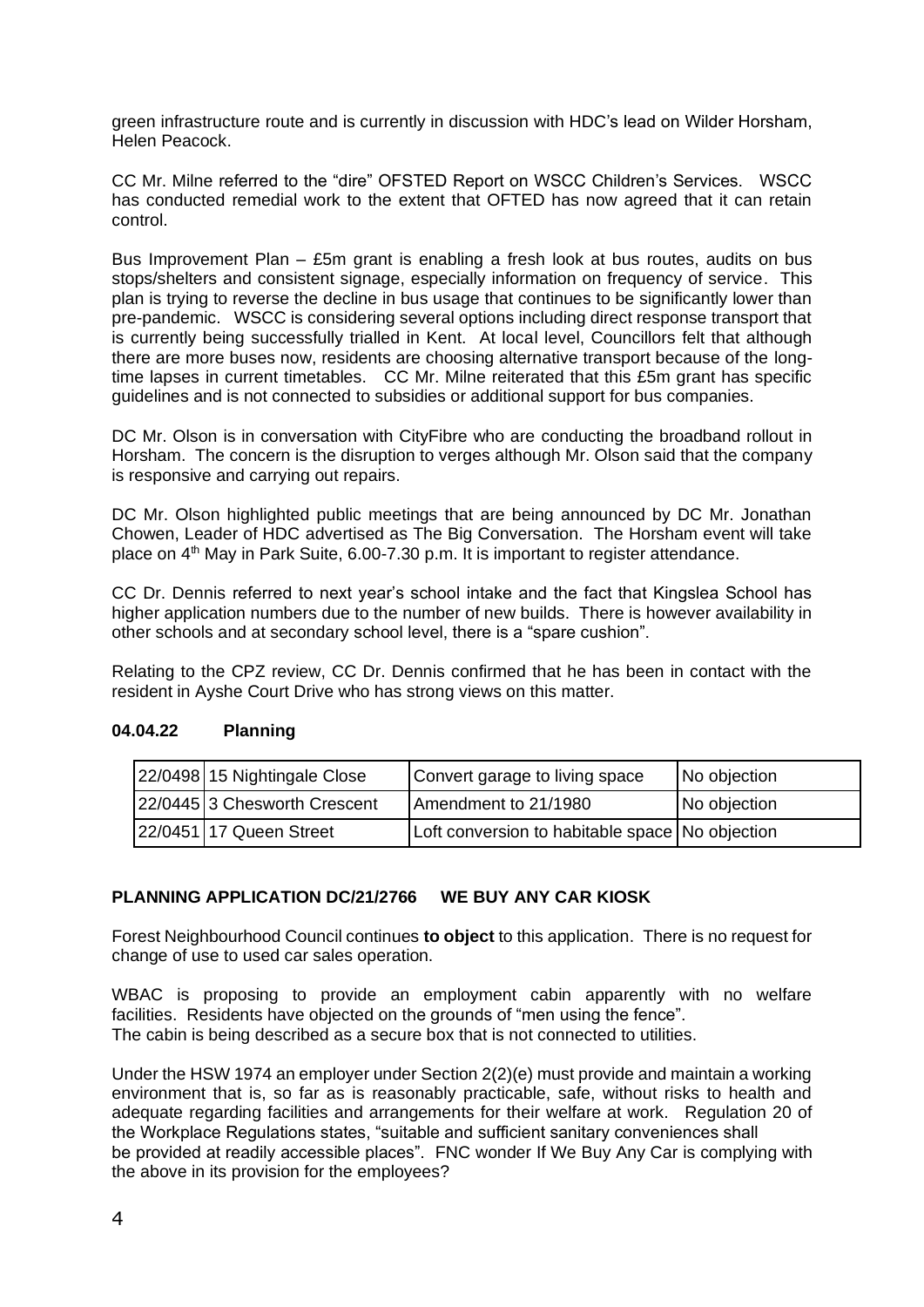green infrastructure route and is currently in discussion with HDC's lead on Wilder Horsham, Helen Peacock.

CC Mr. Milne referred to the "dire" OFSTED Report on WSCC Children's Services. WSCC has conducted remedial work to the extent that OFTED has now agreed that it can retain control.

Bus Improvement Plan – £5m grant is enabling a fresh look at bus routes, audits on bus stops/shelters and consistent signage, especially information on frequency of service. This plan is trying to reverse the decline in bus usage that continues to be significantly lower than pre-pandemic. WSCC is considering several options including direct response transport that is currently being successfully trialled in Kent. At local level, Councillors felt that although there are more buses now, residents are choosing alternative transport because of the long-time lapses in current timetables. CC Mr. Milne reiterated that this £5m grant has specific guidelines and is not connected to subsidies or additional support for bus companies.

DC Mr. Olson is in conversation with CityFibre who are conducting the broadband rollout in Horsham. The concern is the disruption to verges although Mr. Olson said that the company is responsive and carrying out repairs.

DC Mr. Olson highlighted public meetings that are being announced by DC Mr. Jonathan Chowen, Leader of HDC advertised as The Big Conversation. The Horsham event will take place on 4th May in Park Suite, 6.00-7.30 p.m. It is important to register attendance.

CC Dr. Dennis referred to next year's school intake and the fact that Kingslea School has higher application numbers due to the number of new builds. There is however availability in other schools and at secondary school level, there is a "spare cushion".

Relating to the CPZ review, CC Dr. Dennis confirmed that he has been in contact with the resident in Ayshe Court Drive who has strong views on this matter.

**04.04.22 Planning**

| | | | |
|---|---|---|---|
| 22/0498 | 15 Nightingale Close | Convert garage to living space | No objection |
| 22/0445 | 3 Chesworth Crescent | Amendment to 21/1980 | No objection |
| 22/0451 | 17 Queen Street | Loft conversion to habitable space | No objection |

**PLANNING APPLICATION DC/21/2766 WE BUY ANY CAR KIOSK**

Forest Neighbourhood Council continues **to object** to this application. There is no request for change of use to used car sales operation.

WBAC is proposing to provide an employment cabin apparently with no welfare facilities. Residents have objected on the grounds of "men using the fence".
The cabin is being described as a secure box that is not connected to utilities.

Under the HSW 1974 an employer under Section 2(2)(e) must provide and maintain a working environment that is, so far as is reasonably practicable, safe, without risks to health and adequate regarding facilities and arrangements for their welfare at work. Regulation 20 of the Workplace Regulations states, "suitable and sufficient sanitary conveniences shall be provided at readily accessible places". FNC wonder If We Buy Any Car is complying with the above in its provision for the employees?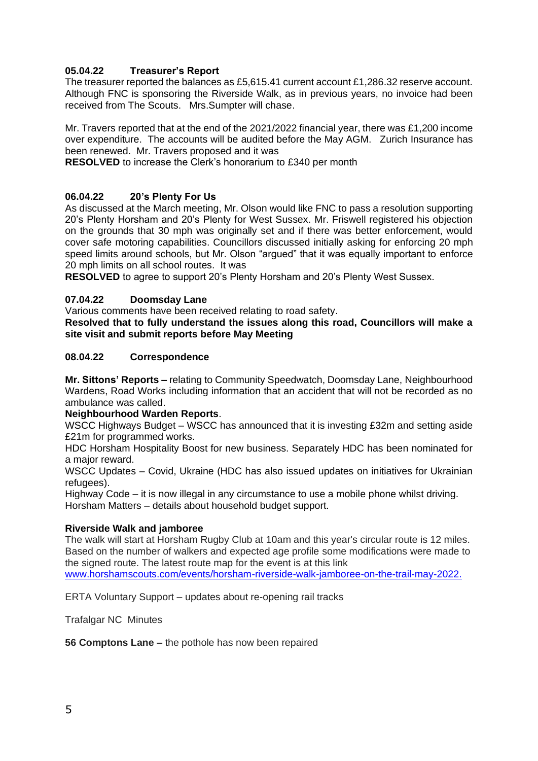### 05.04.22 Treasurer's Report

The treasurer reported the balances as £5,615.41 current account £1,286.32 reserve account. Although FNC is sponsoring the Riverside Walk, as in previous years, no invoice had been received from The Scouts. Mrs.Sumpter will chase.

Mr. Travers reported that at the end of the 2021/2022 financial year, there was £1,200 income over expenditure. The accounts will be audited before the May AGM. Zurich Insurance has been renewed. Mr. Travers proposed and it was

**RESOLVED** to increase the Clerk's honorarium to £340 per month

### 06.04.22 20's Plenty For Us

As discussed at the March meeting, Mr. Olson would like FNC to pass a resolution supporting 20's Plenty Horsham and 20's Plenty for West Sussex. Mr. Friswell registered his objection on the grounds that 30 mph was originally set and if there was better enforcement, would cover safe motoring capabilities. Councillors discussed initially asking for enforcing 20 mph speed limits around schools, but Mr. Olson "argued" that it was equally important to enforce 20 mph limits on all school routes. It was

**RESOLVED** to agree to support 20's Plenty Horsham and 20's Plenty West Sussex.

### 07.04.22 Doomsday Lane

Various comments have been received relating to road safety.

**Resolved that to fully understand the issues along this road, Councillors will make a site visit and submit reports before May Meeting**

### 08.04.22 Correspondence

**Mr. Sittons' Reports –** relating to Community Speedwatch, Doomsday Lane, Neighbourhood Wardens, Road Works including information that an accident that will not be recorded as no ambulance was called.

**Neighbourhood Warden Reports**.

WSCC Highways Budget – WSCC has announced that it is investing £32m and setting aside £21m for programmed works.

HDC Horsham Hospitality Boost for new business. Separately HDC has been nominated for a major reward.

WSCC Updates – Covid, Ukraine (HDC has also issued updates on initiatives for Ukrainian refugees).

Highway Code – it is now illegal in any circumstance to use a mobile phone whilst driving.

Horsham Matters – details about household budget support.

**Riverside Walk and jamboree**

The walk will start at Horsham Rugby Club at 10am and this year's circular route is 12 miles. Based on the number of walkers and expected age profile some modifications were made to the signed route. The latest route map for the event is at this link
www.horshamscouts.com/events/horsham-riverside-walk-jamboree-on-the-trail-may-2022.

ERTA Voluntary Support – updates about re-opening rail tracks

Trafalgar NC Minutes

**56 Comptons Lane –** the pothole has now been repaired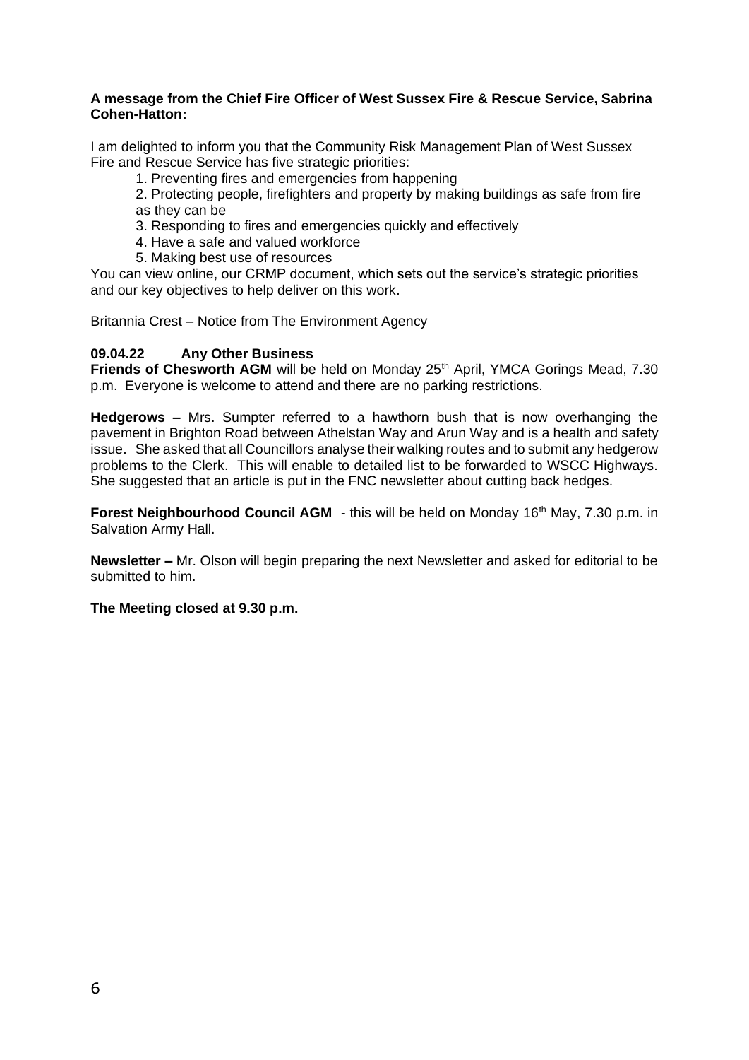**A message from the Chief Fire Officer of West Sussex Fire & Rescue Service, Sabrina Cohen-Hatton:**

I am delighted to inform you that the Community Risk Management Plan of West Sussex Fire and Rescue Service has five strategic priorities:

1. Preventing fires and emergencies from happening
2. Protecting people, firefighters and property by making buildings as safe from fire as they can be
3. Responding to fires and emergencies quickly and effectively
4. Have a safe and valued workforce
5. Making best use of resources

You can view online, our CRMP document, which sets out the service's strategic priorities and our key objectives to help deliver on this work.

Britannia Crest – Notice from The Environment Agency

**09.04.22 Any Other Business**

**Friends of Chesworth AGM** will be held on Monday 25th April, YMCA Gorings Mead, 7.30 p.m. Everyone is welcome to attend and there are no parking restrictions.

**Hedgerows –** Mrs. Sumpter referred to a hawthorn bush that is now overhanging the pavement in Brighton Road between Athelstan Way and Arun Way and is a health and safety issue. She asked that all Councillors analyse their walking routes and to submit any hedgerow problems to the Clerk. This will enable to detailed list to be forwarded to WSCC Highways. She suggested that an article is put in the FNC newsletter about cutting back hedges.

**Forest Neighbourhood Council AGM** - this will be held on Monday 16th May, 7.30 p.m. in Salvation Army Hall.

**Newsletter –** Mr. Olson will begin preparing the next Newsletter and asked for editorial to be submitted to him.

**The Meeting closed at 9.30 p.m.**